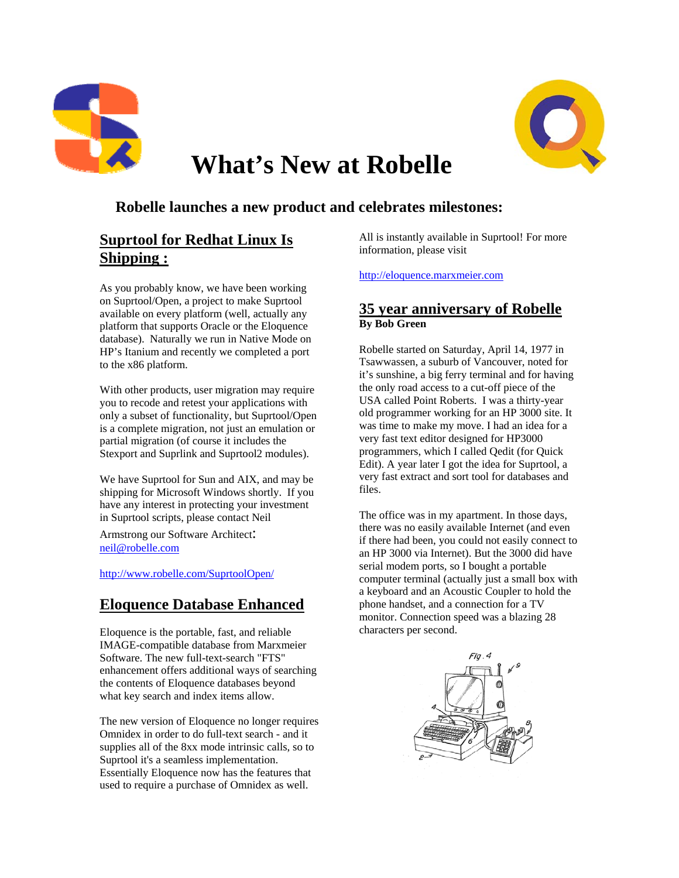# What's New at Robelle

## Robelle launches a new product and celebrates milestones:

### Suprtool for Redhat Linux Is Shipping :

As you probably know, we have been working on Suprtool/Open, a project to make Suprtool available on every platform (well, actually any platform that supports Oracle or the Eloquence database). Naturally we run in Native Mode on HP's Itanium and recently we completed a port to the x86 platform.

With other products, user migration may require you to recode and retest your applications with only a subset of functionality, but Suprtool/Open is a complete migration, not just an emulation or partial migration (of course it includes the Stexport and Suprlink and Suprtool2 modules).

We have Suprtool for Sun and AIX, and may be shipping for Microsoft Windows shortly. If you have any interest in protecting your investment in Suprtool scripts, please contact Neil Armstrong our Software Architect: neil@robelle.com

http://www.robelle.com/SuprtoolOpen/

### Eloquence Database Enhanced

Eloquence is the portable, fast, and reliable IMAGE-compatible database from Marxmeier Software. The new full-text-search "FTS" enhancement offers additional ways of searching the contents of Eloquence databases beyond what key search and index items allow.

The new version of Eloquence no longer requires Omnidex in order to do full-text search - and it supplies all of the 8xx mode intrinsic calls, so to Suprtool it's a seamless implementation. Essentially Eloquence now has the features that used to require a purchase of Omnidex as well. All is instantly available in Suprtool! For more information, please visit

http://eloquence.marxmeier.com

### 35 year anniversary of Robelle

**By Bob Green**

Robelle started on Saturday, April 14, 1977 in Tsawwassen, a suburb of Vancouver, noted for it's sunshine, a big ferry terminal and for having the only road access to a cut-off piece of the USA called Point Roberts. I was a thirty-year old programmer working for an HP 3000 site. It was time to make my move. I had an idea for a very fast text editor designed for HP3000 programmers, which I called Qedit (for Quick Edit). A year later I got the idea for Suprtool, a very fast extract and sort tool for databases and files.

The office was in my apartment. In those days, there was no easily available Internet (and even if there had been, you could not easily connect to an HP 3000 via Internet). But the 3000 did have serial modem ports, so I bought a portable computer terminal (actually just a small box with a keyboard and an Acoustic Coupler to hold the phone handset, and a connection for a TV monitor. Connection speed was a blazing 28 characters per second.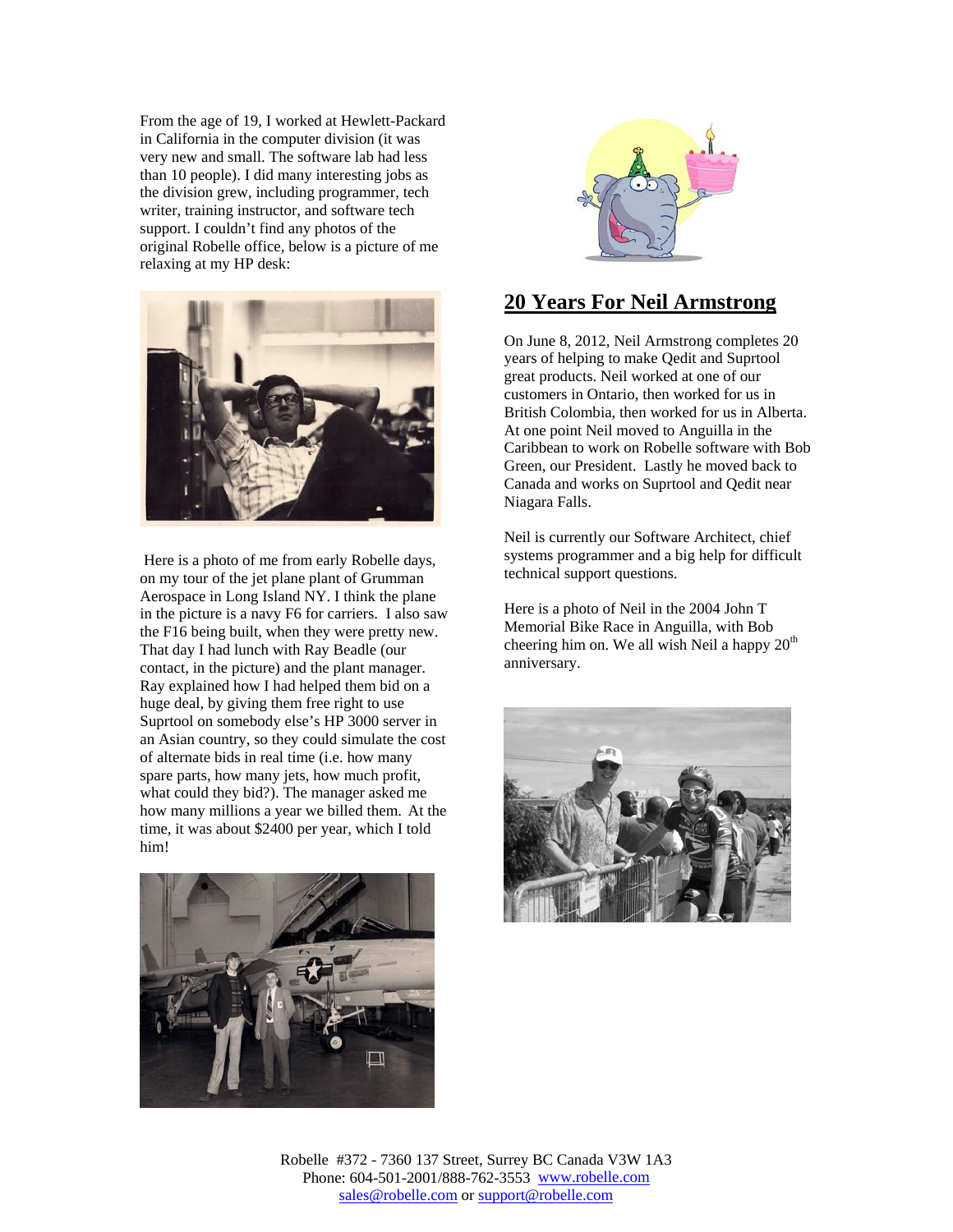From the age of 19, I worked at Hewlett-Packard in California in the computer division (it was very new and small. The software lab had less than 10 people). I did many interesting jobs as the division grew, including programmer, tech writer, training instructor, and software tech support. I couldn't find any photos of the original Robelle office, below is a picture of me relaxing at my HP desk:

Here is a photo of me from early Robelle days, on my tour of the jet plane plant of Grumman Aerospace in Long Island NY. I think the plane in the picture is a navy F6 for carriers. I also saw the F16 being built, when they were pretty new. That day I had lunch with Ray Beadle (our contact, in the picture) and the plant manager. Ray explained how I had helped them bid on a huge deal, by giving them free right to use Suprtool on somebody else's HP 3000 server in an Asian country, so they could simulate the cost of alternate bids in real time (i.e. how many spare parts, how many jets, how much profit, what could they bid?). The manager asked me how many millions a year we billed them. At the time, it was about $2400 per year, which I told him!

## 20 Years For Neil Armstrong

On June 8, 2012, Neil Armstrong completes 20 years of helping to make Qedit and Suprtool great products. Neil worked at one of our customers in Ontario, then worked for us in British Colombia, then worked for us in Alberta. At one point Neil moved to Anguilla in the Caribbean to work on Robelle software with Bob Green, our President. Lastly he moved back to Canada and works on Suprtool and Qedit near Niagara Falls.

Neil is currently our Software Architect, chief systems programmer and a big help for difficult technical support questions.

Here is a photo of Neil in the 2004 John T Memorial Bike Race in Anguilla, with Bob cheering him on. We all wish Neil a happy 20th anniversary.

Robelle #372 - 7360 137 Street, Surrey BC Canada V3W 1A3
Phone: 604-501-2001/888-762-3553 www.robelle.com
sales@robelle.com or support@robelle.com